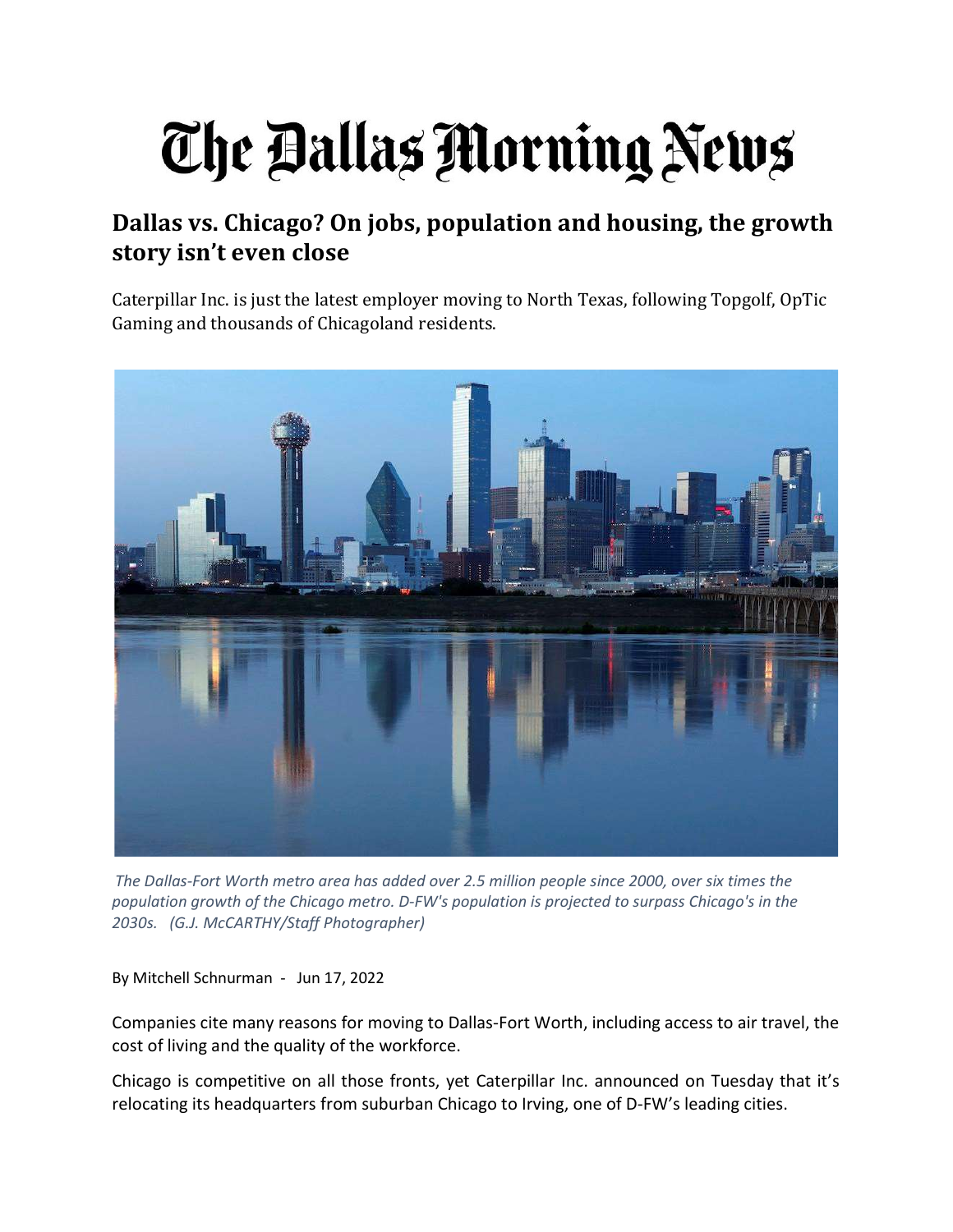# The Dallas Morning News

## Dallas vs. Chicago? On jobs, population and housing, the growth story isn't even close

Caterpillar Inc. is just the latest employer moving to North Texas, following Topgolf, OpTic Gaming and thousands of Chicagoland residents.

*The Dallas-Fort Worth metro area has added over 2.5 million people since 2000, over six times the population growth of the Chicago metro. D-FW's population is projected to surpass Chicago's in the 2030s. (G.J. McCARTHY/Staff Photographer)*

By Mitchell Schnurman - Jun 17, 2022

Companies cite many reasons for moving to Dallas-Fort Worth, including access to air travel, the cost of living and the quality of the workforce.

Chicago is competitive on all those fronts, yet Caterpillar Inc. announced on Tuesday that it's relocating its headquarters from suburban Chicago to Irving, one of D-FW's leading cities.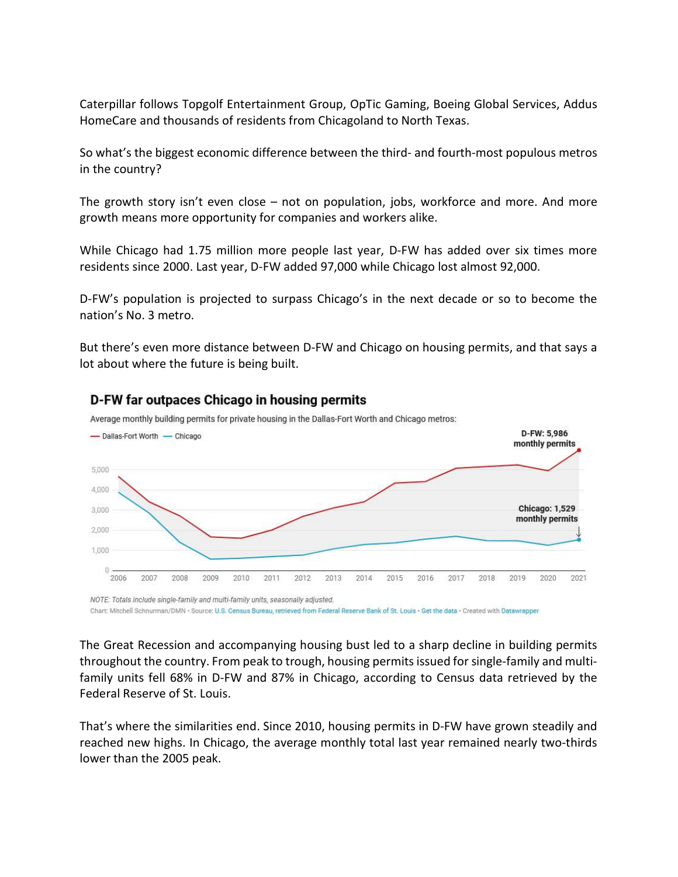Caterpillar follows Topgolf Entertainment Group, OpTic Gaming, Boeing Global Services, Addus HomeCare and thousands of residents from Chicagoland to North Texas.

So what's the biggest economic difference between the third- and fourth-most populous metros in the country?

The growth story isn't even close – not on population, jobs, workforce and more. And more growth means more opportunity for companies and workers alike.

While Chicago had 1.75 million more people last year, D-FW has added over six times more residents since 2000. Last year, D-FW added 97,000 while Chicago lost almost 92,000.

D-FW's population is projected to surpass Chicago's in the next decade or so to become the nation's No. 3 metro.

But there's even more distance between D-FW and Chicago on housing permits, and that says a lot about where the future is being built.

**D-FW far outpaces Chicago in housing permits**

Average monthly building permits for private housing in the Dallas-Fort Worth and Chicago metros:

— Dallas-Fort Worth — Chicago

D-FW: 5,986 monthly permits

Chicago: 1,529 monthly permits

*NOTE: Totals include single-family and multi-family units, seasonally adjusted.*

Chart: Mitchell Schnurman/DMN • Source: U.S. Census Bureau, retrieved from Federal Reserve Bank of St. Louis • Get the data • Created with Datawrapper

The Great Recession and accompanying housing bust led to a sharp decline in building permits throughout the country. From peak to trough, housing permits issued for single-family and multi-family units fell 68% in D-FW and 87% in Chicago, according to Census data retrieved by the Federal Reserve of St. Louis.

That's where the similarities end. Since 2010, housing permits in D-FW have grown steadily and reached new highs. In Chicago, the average monthly total last year remained nearly two-thirds lower than the 2005 peak.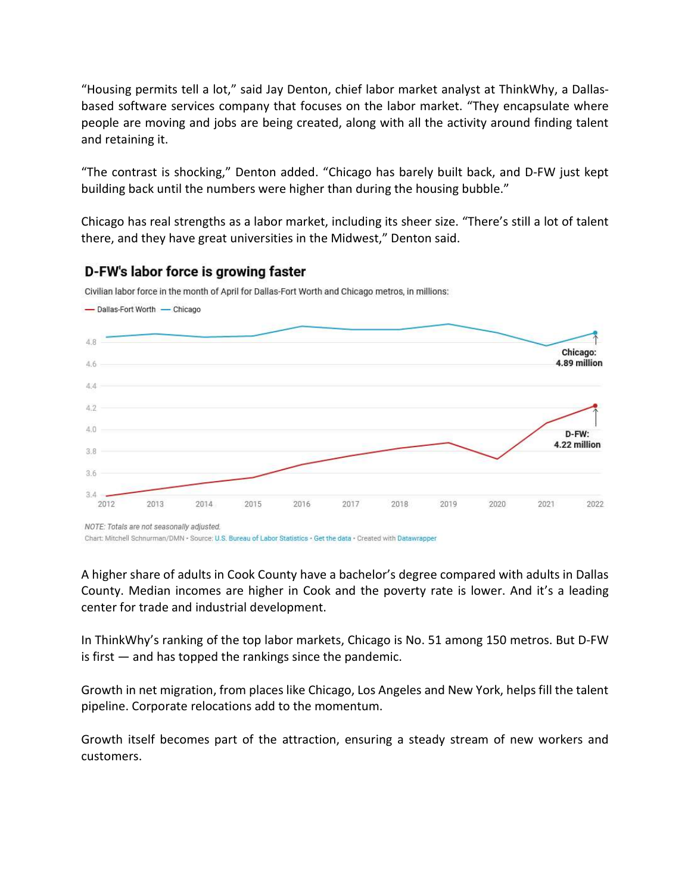"Housing permits tell a lot," said Jay Denton, chief labor market analyst at ThinkWhy, a Dallas-based software services company that focuses on the labor market. "They encapsulate where people are moving and jobs are being created, along with all the activity around finding talent and retaining it.

"The contrast is shocking," Denton added. "Chicago has barely built back, and D-FW just kept building back until the numbers were higher than during the housing bubble."

Chicago has real strengths as a labor market, including its sheer size. "There's still a lot of talent there, and they have great universities in the Midwest," Denton said.

**D-FW's labor force is growing faster**

Civilian labor force in the month of April for Dallas-Fort Worth and Chicago metros, in millions:

— Dallas-Fort Worth — Chicago

Chicago: 4.89 million

D-FW: 4.22 million

*NOTE: Totals are not seasonally adjusted.*

Chart: Mitchell Schnurman/DMN • Source: U.S. Bureau of Labor Statistics • Get the data • Created with Datawrapper

A higher share of adults in Cook County have a bachelor's degree compared with adults in Dallas County. Median incomes are higher in Cook and the poverty rate is lower. And it's a leading center for trade and industrial development.

In ThinkWhy's ranking of the top labor markets, Chicago is No. 51 among 150 metros. But D-FW is first — and has topped the rankings since the pandemic.

Growth in net migration, from places like Chicago, Los Angeles and New York, helps fill the talent pipeline. Corporate relocations add to the momentum.

Growth itself becomes part of the attraction, ensuring a steady stream of new workers and customers.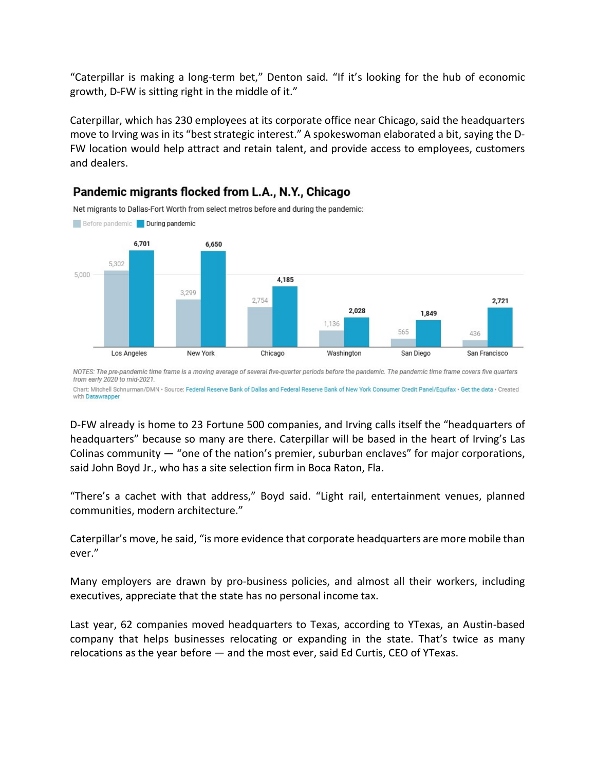"Caterpillar is making a long-term bet," Denton said. "If it's looking for the hub of economic growth, D-FW is sitting right in the middle of it."

Caterpillar, which has 230 employees at its corporate office near Chicago, said the headquarters move to Irving was in its "best strategic interest." A spokeswoman elaborated a bit, saying the D-FW location would help attract and retain talent, and provide access to employees, customers and dealers.

## Pandemic migrants flocked from L.A., N.Y., Chicago

Net migrants to Dallas-Fort Worth from select metros before and during the pandemic:

| Metro | Before pandemic | During pandemic |
|---|---|---|
| Los Angeles | 5,302 | 6,701 |
| New York | 3,299 | 6,650 |
| Chicago | 2,754 | 4,185 |
| Washington | 1,136 | 2,028 |
| San Diego | 565 | 1,849 |
| San Francisco | 436 | 2,721 |

*NOTES: The pre-pandemic time frame is a moving average of several five-quarter periods before the pandemic. The pandemic time frame covers five quarters from early 2020 to mid-2021.*

Chart: Mitchell Schnurman/DMN • Source: Federal Reserve Bank of Dallas and Federal Reserve Bank of New York Consumer Credit Panel/Equifax • Get the data • Created with Datawrapper

D-FW already is home to 23 Fortune 500 companies, and Irving calls itself the "headquarters of headquarters" because so many are there. Caterpillar will be based in the heart of Irving's Las Colinas community — "one of the nation's premier, suburban enclaves" for major corporations, said John Boyd Jr., who has a site selection firm in Boca Raton, Fla.

"There's a cachet with that address," Boyd said. "Light rail, entertainment venues, planned communities, modern architecture."

Caterpillar's move, he said, "is more evidence that corporate headquarters are more mobile than ever."

Many employers are drawn by pro-business policies, and almost all their workers, including executives, appreciate that the state has no personal income tax.

Last year, 62 companies moved headquarters to Texas, according to YTexas, an Austin-based company that helps businesses relocating or expanding in the state. That's twice as many relocations as the year before — and the most ever, said Ed Curtis, CEO of YTexas.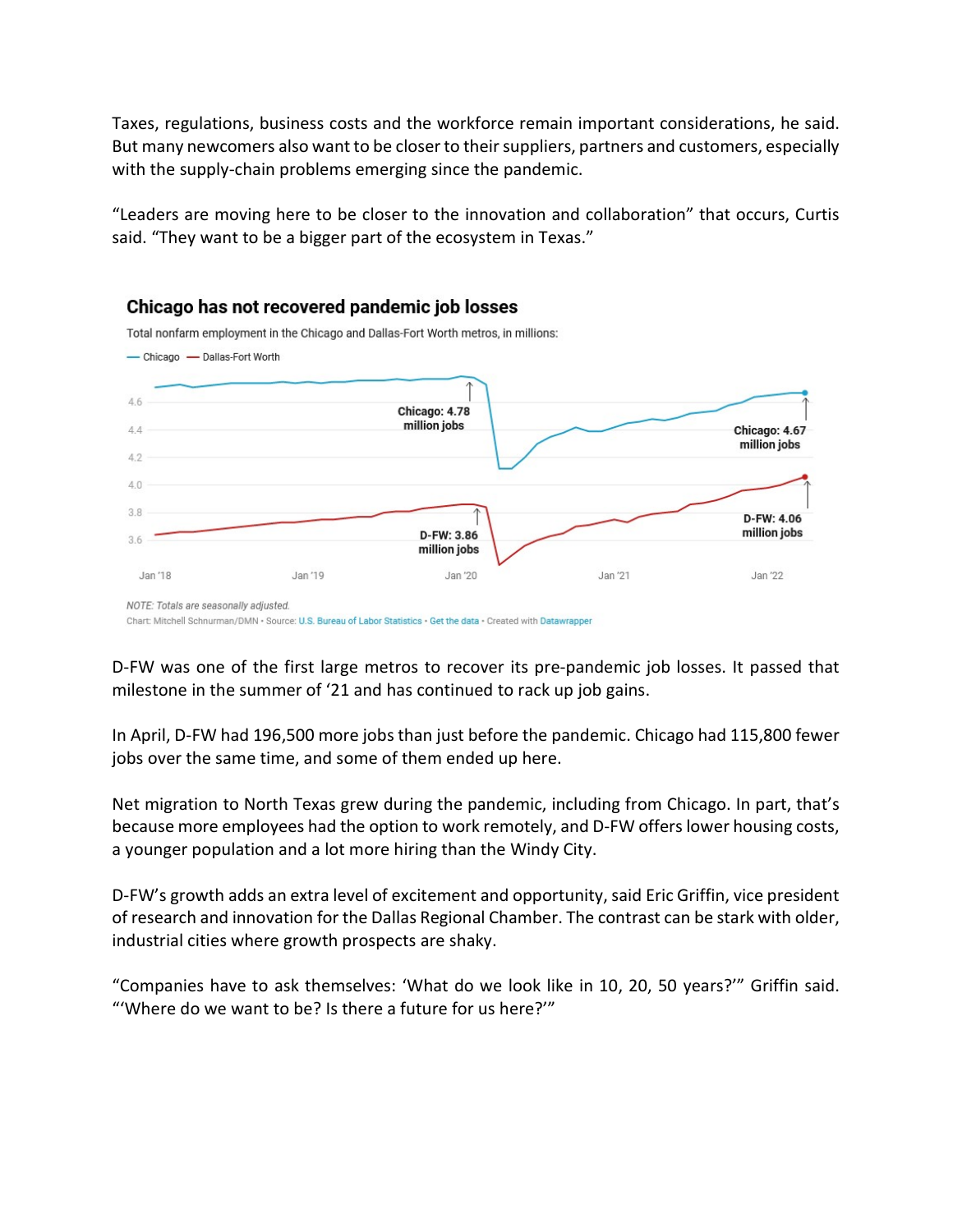Taxes, regulations, business costs and the workforce remain important considerations, he said. But many newcomers also want to be closer to their suppliers, partners and customers, especially with the supply-chain problems emerging since the pandemic.

"Leaders are moving here to be closer to the innovation and collaboration" that occurs, Curtis said. "They want to be a bigger part of the ecosystem in Texas."

**Chicago has not recovered pandemic job losses**

Total nonfarm employment in the Chicago and Dallas-Fort Worth metros, in millions:

— Chicago — Dallas-Fort Worth

4.6
4.4
4.2
4.0
3.8
3.6

Chicago: 4.78 million jobs

Chicago: 4.67 million jobs

D-FW: 3.86 million jobs

D-FW: 4.06 million jobs

Jan '18
Jan '19
Jan '20
Jan '21
Jan '22

*NOTE: Totals are seasonally adjusted.*

Chart: Mitchell Schnurman/DMN • Source: U.S. Bureau of Labor Statistics • Get the data • Created with Datawrapper

D-FW was one of the first large metros to recover its pre-pandemic job losses. It passed that milestone in the summer of '21 and has continued to rack up job gains.

In April, D-FW had 196,500 more jobs than just before the pandemic. Chicago had 115,800 fewer jobs over the same time, and some of them ended up here.

Net migration to North Texas grew during the pandemic, including from Chicago. In part, that's because more employees had the option to work remotely, and D-FW offers lower housing costs, a younger population and a lot more hiring than the Windy City.

D-FW's growth adds an extra level of excitement and opportunity, said Eric Griffin, vice president of research and innovation for the Dallas Regional Chamber. The contrast can be stark with older, industrial cities where growth prospects are shaky.

"Companies have to ask themselves: 'What do we look like in 10, 20, 50 years?'" Griffin said. "'Where do we want to be? Is there a future for us here?'"